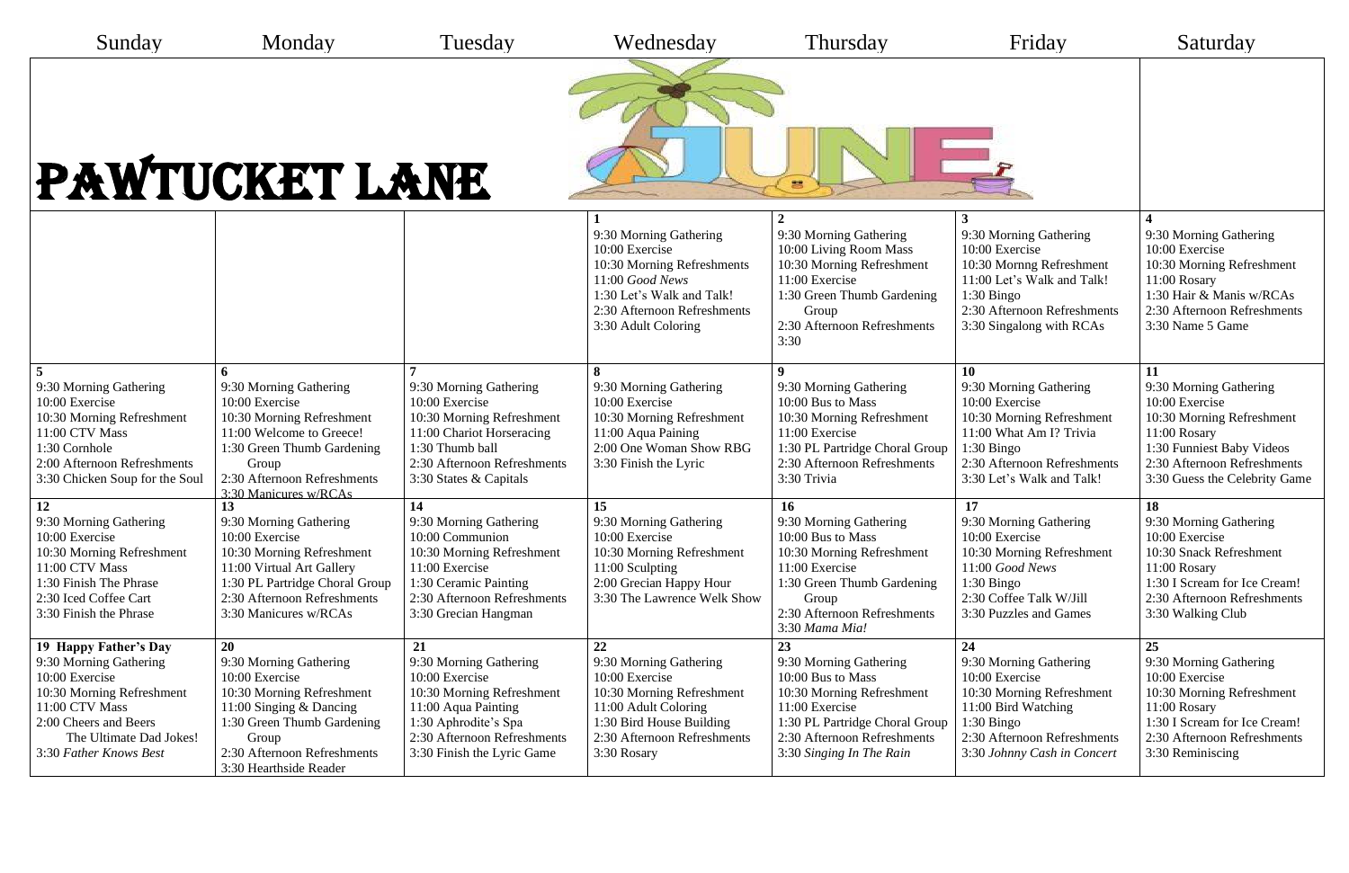# PAWTUCKET LANE

## JUNE

| Sunday | Monday | Tuesday | Wednesday | Thursday | Friday | Saturday |
|---|---|---|---|---|---|---|
| | | | **1**<br>9:30 Morning Gathering<br>10:00 Exercise<br>10:30 Morning Refreshments<br>11:00 *Good News*<br>1:30 Let's Walk and Talk!<br>2:30 Afternoon Refreshments<br>3:30 Adult Coloring | **2**<br>9:30 Morning Gathering<br>10:00 Living Room Mass<br>10:30 Morning Refreshment<br>11:00 Exercise<br>1:30 Green Thumb Gardening Group<br>2:30 Afternoon Refreshments<br>3:30 | **3**<br>9:30 Morning Gathering<br>10:00 Exercise<br>10:30 Mornng Refreshment<br>11:00 Let's Walk and Talk!<br>1:30 Bingo<br>2:30 Afternoon Refreshments<br>3:30 Singalong with RCAs | **4**<br>9:30 Morning Gathering<br>10:00 Exercise<br>10:30 Morning Refreshment<br>11:00 Rosary<br>1:30 Hair & Manis w/RCAs<br>2:30 Afternoon Refreshments<br>3:30 Name 5 Game |
| **5**<br>9:30 Morning Gathering<br>10:00 Exercise<br>10:30 Morning Refreshment<br>11:00 CTV Mass<br>1:30 Cornhole<br>2:00 Afternoon Refreshments<br>3:30 Chicken Soup for the Soul | **6**<br>9:30 Morning Gathering<br>10:00 Exercise<br>10:30 Morning Refreshment<br>11:00 Welcome to Greece!<br>1:30 Green Thumb Gardening Group<br>2:30 Afternoon Refreshments<br>3:30 Manicures w/RCAs | **7**<br>9:30 Morning Gathering<br>10:00 Exercise<br>10:30 Morning Refreshment<br>11:00 Chariot Horseracing<br>1:30 Thumb ball<br>2:30 Afternoon Refreshments<br>3:30 States & Capitals | **8**<br>9:30 Morning Gathering<br>10:00 Exercise<br>10:30 Morning Refreshment<br>11:00 Aqua Paining<br>2:00 One Woman Show RBG<br>3:30 Finish the Lyric | **9**<br>9:30 Morning Gathering<br>10:00 Bus to Mass<br>10:30 Morning Refreshment<br>11:00 Exercise<br>1:30 PL Partridge Choral Group<br>2:30 Afternoon Refreshments<br>3:30 Trivia | **10**<br>9:30 Morning Gathering<br>10:00 Exercise<br>10:30 Morning Refreshment<br>11:00 What Am I? Trivia<br>1:30 Bingo<br>2:30 Afternoon Refreshments<br>3:30 Let's Walk and Talk! | **11**<br>9:30 Morning Gathering<br>10:00 Exercise<br>10:30 Morning Refreshment<br>11:00 Rosary<br>1:30 Funniest Baby Videos<br>2:30 Afternoon Refreshments<br>3:30 Guess the Celebrity Game |
| **12**<br>9:30 Morning Gathering<br>10:00 Exercise<br>10:30 Morning Refreshment<br>11:00 CTV Mass<br>1:30 Finish The Phrase<br>2:30 Iced Coffee Cart<br>3:30 Finish the Phrase | **13**<br>9:30 Morning Gathering<br>10:00 Exercise<br>10:30 Morning Refreshment<br>11:00 Virtual Art Gallery<br>1:30 PL Partridge Choral Group<br>2:30 Afternoon Refreshments<br>3:30 Manicures w/RCAs | **14**<br>9:30 Morning Gathering<br>10:00 Communion<br>10:30 Morning Refreshment<br>11:00 Exercise<br>1:30 Ceramic Painting<br>2:30 Afternoon Refreshments<br>3:30 Grecian Hangman | **15**<br>9:30 Morning Gathering<br>10:00 Exercise<br>10:30 Morning Refreshment<br>11:00 Sculpting<br>2:00 Grecian Happy Hour<br>3:30 The Lawrence Welk Show | **16**<br>9:30 Morning Gathering<br>10:00 Bus to Mass<br>10:30 Morning Refreshment<br>11:00 Exercise<br>1:30 Green Thumb Gardening Group<br>2:30 Afternoon Refreshments<br>3:30 *Mama Mia!* | **17**<br>9:30 Morning Gathering<br>10:00 Exercise<br>10:30 Morning Refreshment<br>11:00 *Good News*<br>1:30 Bingo<br>2:30 Coffee Talk W/Jill<br>3:30 Puzzles and Games | **18**<br>9:30 Morning Gathering<br>10:00 Exercise<br>10:30 Snack Refreshment<br>11:00 Rosary<br>1:30 I Scream for Ice Cream!<br>2:30 Afternoon Refreshments<br>3:30 Walking Club |
| **19 Happy Father's Day**<br>9:30 Morning Gathering<br>10:00 Exercise<br>10:30 Morning Refreshment<br>11:00 CTV Mass<br>2:00 Cheers and Beers<br>The Ultimate Dad Jokes!<br>3:30 *Father Knows Best* | **20**<br>9:30 Morning Gathering<br>10:00 Exercise<br>10:30 Morning Refreshment<br>11:00 Singing & Dancing<br>1:30 Green Thumb Gardening Group<br>2:30 Afternoon Refreshments<br>3:30 Hearthside Reader | **21**<br>9:30 Morning Gathering<br>10:00 Exercise<br>10:30 Morning Refreshment<br>11:00 Aqua Painting<br>1:30 Aphrodite's Spa<br>2:30 Afternoon Refreshments<br>3:30 Finish the Lyric Game | **22**<br>9:30 Morning Gathering<br>10:00 Exercise<br>10:30 Morning Refreshment<br>11:00 Adult Coloring<br>1:30 Bird House Building<br>2:30 Afternoon Refreshments<br>3:30 Rosary | **23**<br>9:30 Morning Gathering<br>10:00 Bus to Mass<br>10:30 Morning Refreshment<br>11:00 Exercise<br>1:30 PL Partridge Choral Group<br>2:30 Afternoon Refreshments<br>3:30 *Singing In The Rain* | **24**<br>9:30 Morning Gathering<br>10:00 Exercise<br>10:30 Morning Refreshment<br>11:00 Bird Watching<br>1:30 Bingo<br>2:30 Afternoon Refreshments<br>3:30 *Johnny Cash in Concert* | **25**<br>9:30 Morning Gathering<br>10:00 Exercise<br>10:30 Morning Refreshment<br>11:00 Rosary<br>1:30 I Scream for Ice Cream!<br>2:30 Afternoon Refreshments<br>3:30 Reminiscing |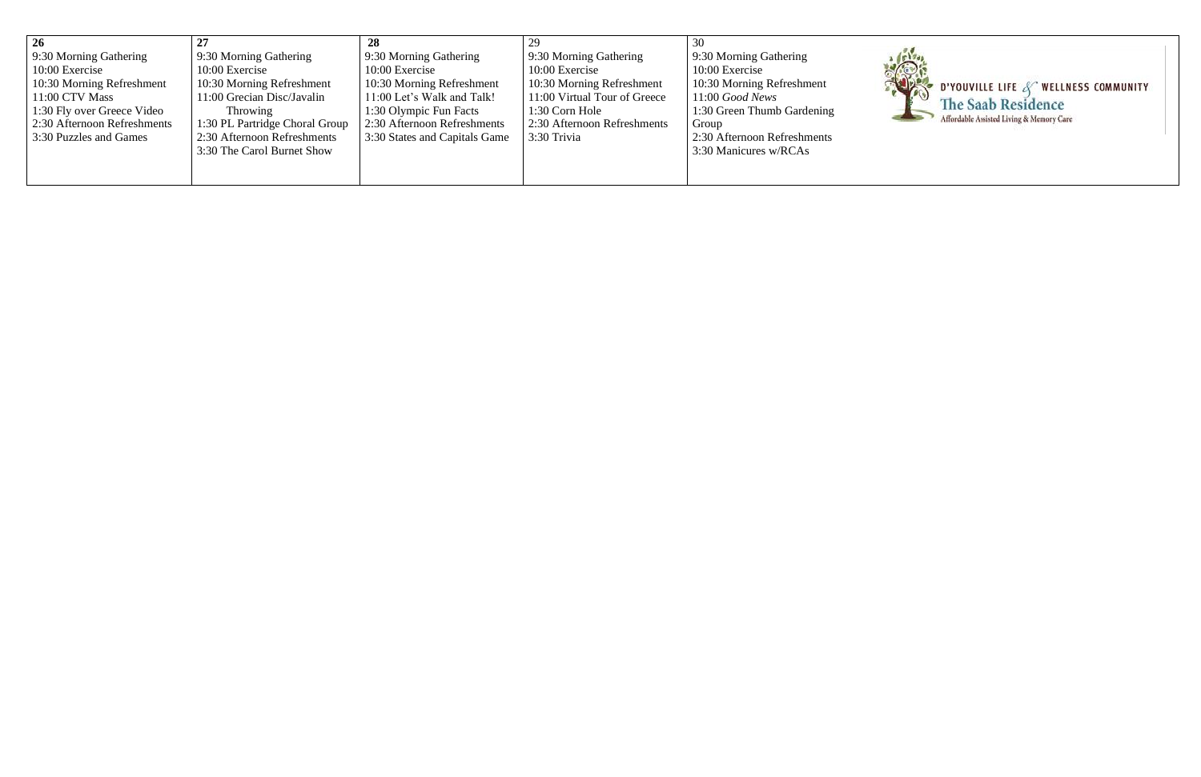| 26 | 27 | 28 | 29 | 30 | |
|---|---|---|---|---|---|
| 9:30 Morning Gathering<br>10:00 Exercise<br>10:30 Morning Refreshment<br>11:00 CTV Mass<br>1:30 Fly over Greece Video<br>2:30 Afternoon Refreshments<br>3:30 Puzzles and Games | 9:30 Morning Gathering<br>10:00 Exercise<br>10:30 Morning Refreshment<br>11:00 Grecian Disc/Javalin Throwing<br>1:30 PL Partridge Choral Group<br>2:30 Afternoon Refreshments<br>3:30 The Carol Burnet Show | 9:30 Morning Gathering<br>10:00 Exercise<br>10:30 Morning Refreshment<br>11:00 Let's Walk and Talk!<br>1:30 Olympic Fun Facts<br>2:30 Afternoon Refreshments<br>3:30 States and Capitals Game | 9:30 Morning Gathering<br>10:00 Exercise<br>10:30 Morning Refreshment<br>11:00 Virtual Tour of Greece<br>1:30 Corn Hole<br>2:30 Afternoon Refreshments<br>3:30 Trivia | 9:30 Morning Gathering<br>10:00 Exercise<br>10:30 Morning Refreshment<br>11:00 *Good News*<br>1:30 Green Thumb Gardening Group<br>2:30 Afternoon Refreshments<br>3:30 Manicures w/RCAs | D'YOUVILLE LIFE & WELLNESS COMMUNITY<br>The Saab Residence<br>Affordable Assisted Living & Memory Care |